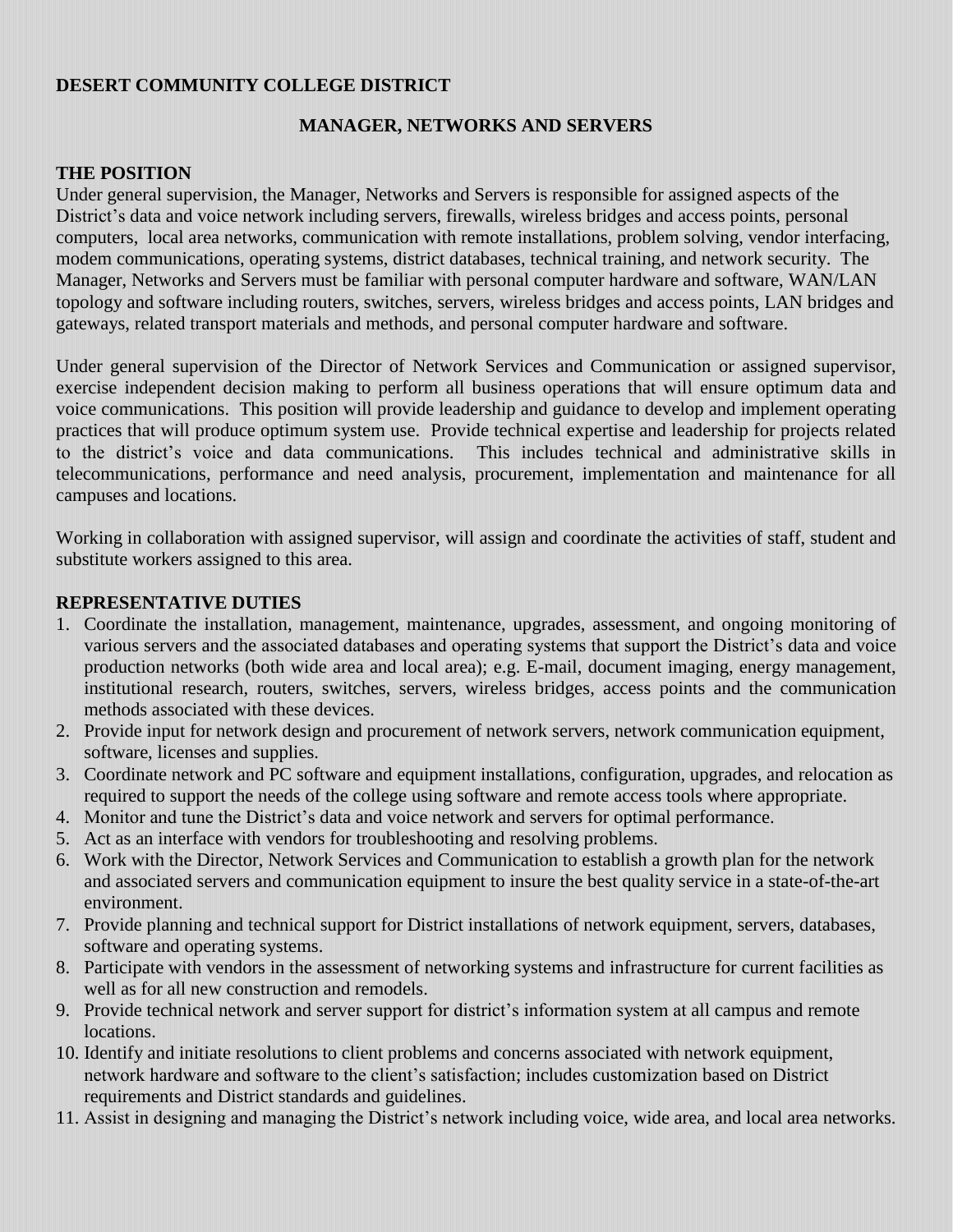**DESERT COMMUNITY COLLEGE DISTRICT**

## MANAGER, NETWORKS AND SERVERS

### THE POSITION

Under general supervision, the Manager, Networks and Servers is responsible for assigned aspects of the District's data and voice network including servers, firewalls, wireless bridges and access points, personal computers, local area networks, communication with remote installations, problem solving, vendor interfacing, modem communications, operating systems, district databases, technical training, and network security. The Manager, Networks and Servers must be familiar with personal computer hardware and software, WAN/LAN topology and software including routers, switches, servers, wireless bridges and access points, LAN bridges and gateways, related transport materials and methods, and personal computer hardware and software.

Under general supervision of the Director of Network Services and Communication or assigned supervisor, exercise independent decision making to perform all business operations that will ensure optimum data and voice communications. This position will provide leadership and guidance to develop and implement operating practices that will produce optimum system use. Provide technical expertise and leadership for projects related to the district's voice and data communications. This includes technical and administrative skills in telecommunications, performance and need analysis, procurement, implementation and maintenance for all campuses and locations.

Working in collaboration with assigned supervisor, will assign and coordinate the activities of staff, student and substitute workers assigned to this area.

### REPRESENTATIVE DUTIES

1. Coordinate the installation, management, maintenance, upgrades, assessment, and ongoing monitoring of various servers and the associated databases and operating systems that support the District's data and voice production networks (both wide area and local area); e.g. E-mail, document imaging, energy management, institutional research, routers, switches, servers, wireless bridges, access points and the communication methods associated with these devices.
2. Provide input for network design and procurement of network servers, network communication equipment, software, licenses and supplies.
3. Coordinate network and PC software and equipment installations, configuration, upgrades, and relocation as required to support the needs of the college using software and remote access tools where appropriate.
4. Monitor and tune the District's data and voice network and servers for optimal performance.
5. Act as an interface with vendors for troubleshooting and resolving problems.
6. Work with the Director, Network Services and Communication to establish a growth plan for the network and associated servers and communication equipment to insure the best quality service in a state-of-the-art environment.
7. Provide planning and technical support for District installations of network equipment, servers, databases, software and operating systems.
8. Participate with vendors in the assessment of networking systems and infrastructure for current facilities as well as for all new construction and remodels.
9. Provide technical network and server support for district's information system at all campus and remote locations.
10. Identify and initiate resolutions to client problems and concerns associated with network equipment, network hardware and software to the client's satisfaction; includes customization based on District requirements and District standards and guidelines.
11. Assist in designing and managing the District's network including voice, wide area, and local area networks.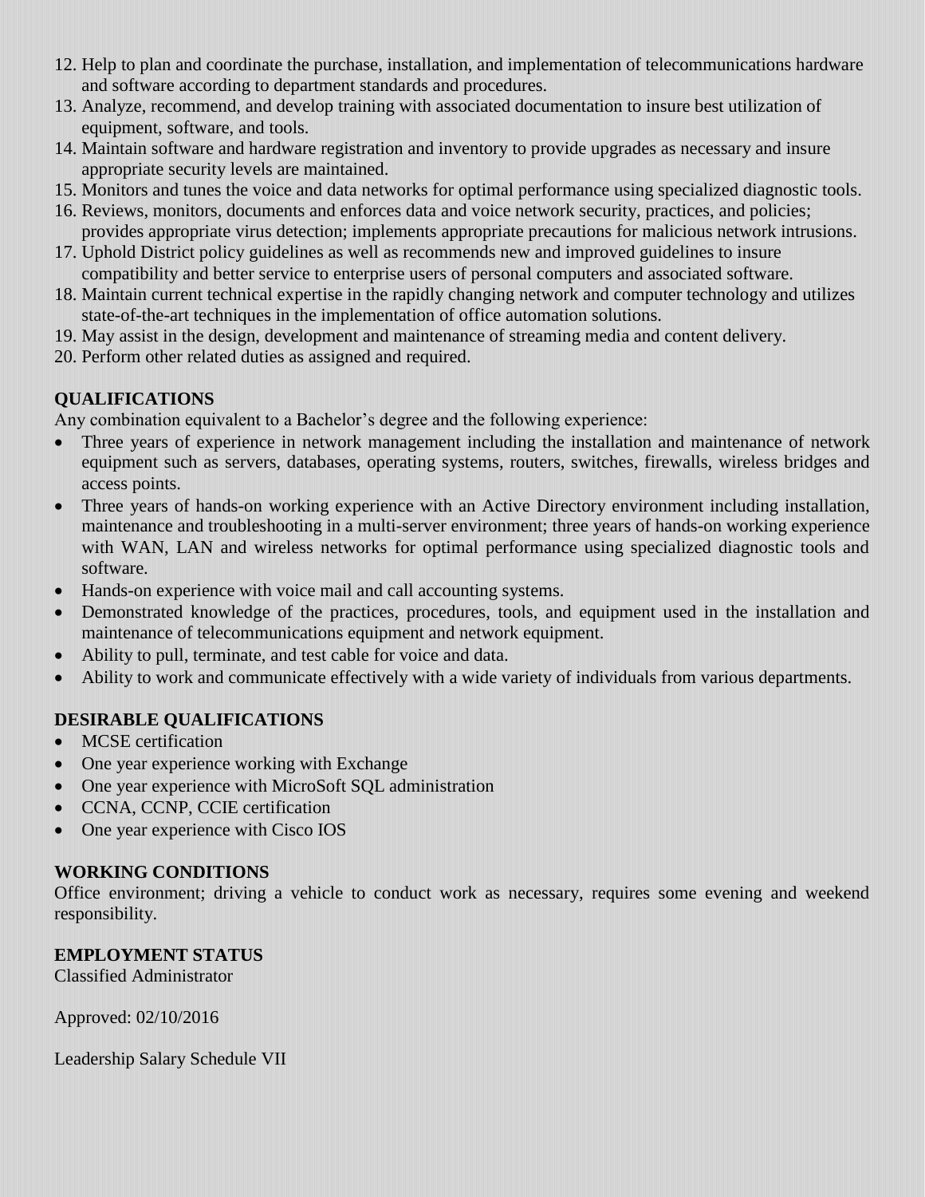12. Help to plan and coordinate the purchase, installation, and implementation of telecommunications hardware and software according to department standards and procedures.
13. Analyze, recommend, and develop training with associated documentation to insure best utilization of equipment, software, and tools.
14. Maintain software and hardware registration and inventory to provide upgrades as necessary and insure appropriate security levels are maintained.
15. Monitors and tunes the voice and data networks for optimal performance using specialized diagnostic tools.
16. Reviews, monitors, documents and enforces data and voice network security, practices, and policies; provides appropriate virus detection; implements appropriate precautions for malicious network intrusions.
17. Uphold District policy guidelines as well as recommends new and improved guidelines to insure compatibility and better service to enterprise users of personal computers and associated software.
18. Maintain current technical expertise in the rapidly changing network and computer technology and utilizes state-of-the-art techniques in the implementation of office automation solutions.
19. May assist in the design, development and maintenance of streaming media and content delivery.
20. Perform other related duties as assigned and required.

**QUALIFICATIONS**

Any combination equivalent to a Bachelor's degree and the following experience:

- Three years of experience in network management including the installation and maintenance of network equipment such as servers, databases, operating systems, routers, switches, firewalls, wireless bridges and access points.
- Three years of hands-on working experience with an Active Directory environment including installation, maintenance and troubleshooting in a multi-server environment; three years of hands-on working experience with WAN, LAN and wireless networks for optimal performance using specialized diagnostic tools and software.
- Hands-on experience with voice mail and call accounting systems.
- Demonstrated knowledge of the practices, procedures, tools, and equipment used in the installation and maintenance of telecommunications equipment and network equipment.
- Ability to pull, terminate, and test cable for voice and data.
- Ability to work and communicate effectively with a wide variety of individuals from various departments.

**DESIRABLE QUALIFICATIONS**

- MCSE certification
- One year experience working with Exchange
- One year experience with MicroSoft SQL administration
- CCNA, CCNP, CCIE certification
- One year experience with Cisco IOS

**WORKING CONDITIONS**

Office environment; driving a vehicle to conduct work as necessary, requires some evening and weekend responsibility.

**EMPLOYMENT STATUS**

Classified Administrator

Approved: 02/10/2016

Leadership Salary Schedule VII